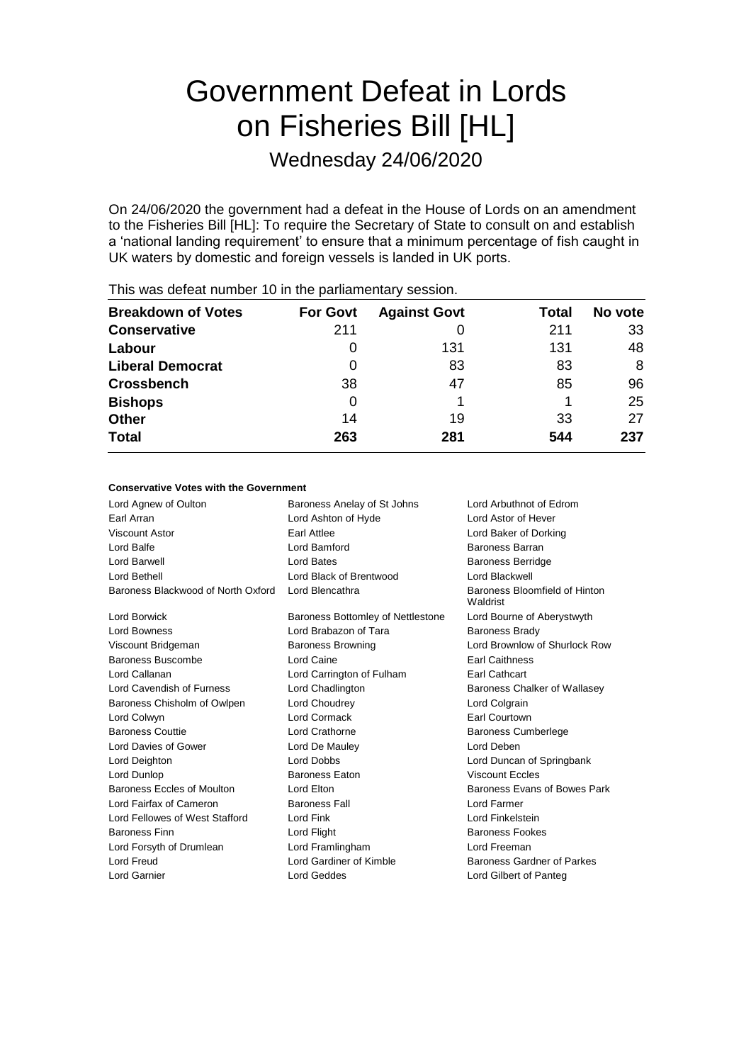# Government Defeat in Lords on Fisheries Bill [HL]

Wednesday 24/06/2020

On 24/06/2020 the government had a defeat in the House of Lords on an amendment to the Fisheries Bill [HL]: To require the Secretary of State to consult on and establish a 'national landing requirement' to ensure that a minimum percentage of fish caught in UK waters by domestic and foreign vessels is landed in UK ports.

This was defeat number 10 in the parliamentary session.

| Breakdown of Votes | For Govt | Against Govt | Total | No vote |
|---|---|---|---|---|
| **Conservative** | 211 | 0 | 211 | 33 |
| **Labour** | 0 | 131 | 131 | 48 |
| **Liberal Democrat** | 0 | 83 | 83 | 8 |
| **Crossbench** | 38 | 47 | 85 | 96 |
| **Bishops** | 0 | 1 | 1 | 25 |
| **Other** | 14 | 19 | 33 | 27 |
| **Total** | **263** | **281** | **544** | **237** |

**Conservative Votes with the Government**

| | | |
|---|---|---|
| Lord Agnew of Oulton | Baroness Anelay of St Johns | Lord Arbuthnot of Edrom |
| Earl Arran | Lord Ashton of Hyde | Lord Astor of Hever |
| Viscount Astor | Earl Attlee | Lord Baker of Dorking |
| Lord Balfe | Lord Bamford | Baroness Barran |
| Lord Barwell | Lord Bates | Baroness Berridge |
| Lord Bethell | Lord Black of Brentwood | Lord Blackwell |
| Baroness Blackwood of North Oxford | Lord Blencathra | Baroness Bloomfield of Hinton Waldrist |
| Lord Borwick | Baroness Bottomley of Nettlestone | Lord Bourne of Aberystwyth |
| Lord Bowness | Lord Brabazon of Tara | Baroness Brady |
| Viscount Bridgeman | Baroness Browning | Lord Brownlow of Shurlock Row |
| Baroness Buscombe | Lord Caine | Earl Caithness |
| Lord Callanan | Lord Carrington of Fulham | Earl Cathcart |
| Lord Cavendish of Furness | Lord Chadlington | Baroness Chalker of Wallasey |
| Baroness Chisholm of Owlpen | Lord Choudrey | Lord Colgrain |
| Lord Colwyn | Lord Cormack | Earl Courtown |
| Baroness Couttie | Lord Crathorne | Baroness Cumberlege |
| Lord Davies of Gower | Lord De Mauley | Lord Deben |
| Lord Deighton | Lord Dobbs | Lord Duncan of Springbank |
| Lord Dunlop | Baroness Eaton | Viscount Eccles |
| Baroness Eccles of Moulton | Lord Elton | Baroness Evans of Bowes Park |
| Lord Fairfax of Cameron | Baroness Fall | Lord Farmer |
| Lord Fellowes of West Stafford | Lord Fink | Lord Finkelstein |
| Baroness Finn | Lord Flight | Baroness Fookes |
| Lord Forsyth of Drumlean | Lord Framlingham | Lord Freeman |
| Lord Freud | Lord Gardiner of Kimble | Baroness Gardner of Parkes |
| Lord Garnier | Lord Geddes | Lord Gilbert of Panteg |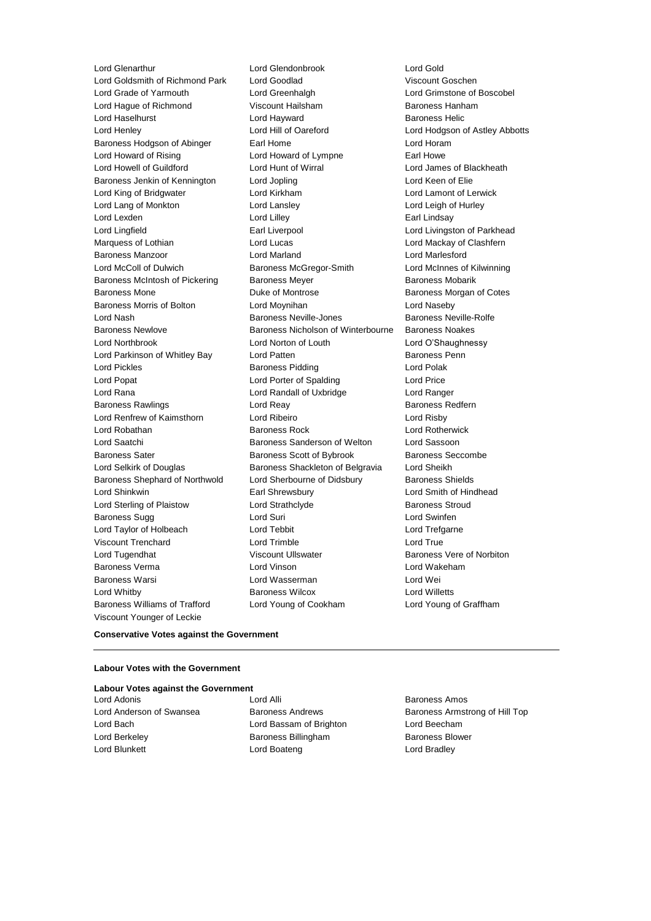Lord Glenarthur
Lord Glendonbrook
Lord Gold
Lord Goldsmith of Richmond Park
Lord Goodlad
Viscount Goschen
Lord Grade of Yarmouth
Lord Greenhalgh
Lord Grimstone of Boscobel
Lord Hague of Richmond
Viscount Hailsham
Baroness Hanham
Lord Haselhurst
Lord Hayward
Baroness Helic
Lord Henley
Lord Hill of Oareford
Lord Hodgson of Astley Abbotts
Baroness Hodgson of Abinger
Earl Home
Lord Horam
Lord Howard of Rising
Lord Howard of Lympne
Earl Howe
Lord Howell of Guildford
Lord Hunt of Wirral
Lord James of Blackheath
Baroness Jenkin of Kennington
Lord Jopling
Lord Keen of Elie
Lord King of Bridgwater
Lord Kirkham
Lord Lamont of Lerwick
Lord Lang of Monkton
Lord Lansley
Lord Leigh of Hurley
Lord Lexden
Lord Lilley
Earl Lindsay
Lord Lingfield
Earl Liverpool
Lord Livingston of Parkhead
Marquess of Lothian
Lord Lucas
Lord Mackay of Clashfern
Baroness Manzoor
Lord Marland
Lord Marlesford
Lord McColl of Dulwich
Baroness McGregor-Smith
Lord McInnes of Kilwinning
Baroness McIntosh of Pickering
Baroness Meyer
Baroness Mobarik
Baroness Mone
Duke of Montrose
Baroness Morgan of Cotes
Baroness Morris of Bolton
Lord Moynihan
Lord Naseby
Lord Nash
Baroness Neville-Jones
Baroness Neville-Rolfe
Baroness Newlove
Baroness Nicholson of Winterbourne
Baroness Noakes
Lord Northbrook
Lord Norton of Louth
Lord O'Shaughnessy
Lord Parkinson of Whitley Bay
Lord Patten
Baroness Penn
Lord Pickles
Baroness Pidding
Lord Polak
Lord Popat
Lord Porter of Spalding
Lord Price
Lord Rana
Lord Randall of Uxbridge
Lord Ranger
Baroness Rawlings
Lord Reay
Baroness Redfern
Lord Renfrew of Kaimsthorn
Lord Ribeiro
Lord Risby
Lord Robathan
Baroness Rock
Lord Rotherwick
Lord Saatchi
Baroness Sanderson of Welton
Lord Sassoon
Baroness Sater
Baroness Scott of Bybrook
Baroness Seccombe
Lord Selkirk of Douglas
Baroness Shackleton of Belgravia
Lord Sheikh
Baroness Shephard of Northwold
Lord Sherbourne of Didsbury
Baroness Shields
Lord Shinkwin
Earl Shrewsbury
Lord Smith of Hindhead
Lord Sterling of Plaistow
Lord Strathclyde
Baroness Stroud
Baroness Sugg
Lord Suri
Lord Swinfen
Lord Taylor of Holbeach
Lord Tebbit
Lord Trefgarne
Viscount Trenchard
Lord Trimble
Lord True
Lord Tugendhat
Viscount Ullswater
Baroness Vere of Norbiton
Baroness Verma
Lord Vinson
Lord Wakeham
Baroness Warsi
Lord Wasserman
Lord Wei
Lord Whitby
Baroness Wilcox
Lord Willetts
Baroness Williams of Trafford
Lord Young of Cookham
Lord Young of Graffham
Viscount Younger of Leckie

**Conservative Votes against the Government**

---

**Labour Votes with the Government**

**Labour Votes against the Government**

Lord Adonis
Lord Alli
Baroness Amos
Lord Anderson of Swansea
Baroness Andrews
Baroness Armstrong of Hill Top
Lord Bach
Lord Bassam of Brighton
Lord Beecham
Lord Berkeley
Baroness Billingham
Baroness Blower
Lord Blunkett
Lord Boateng
Lord Bradley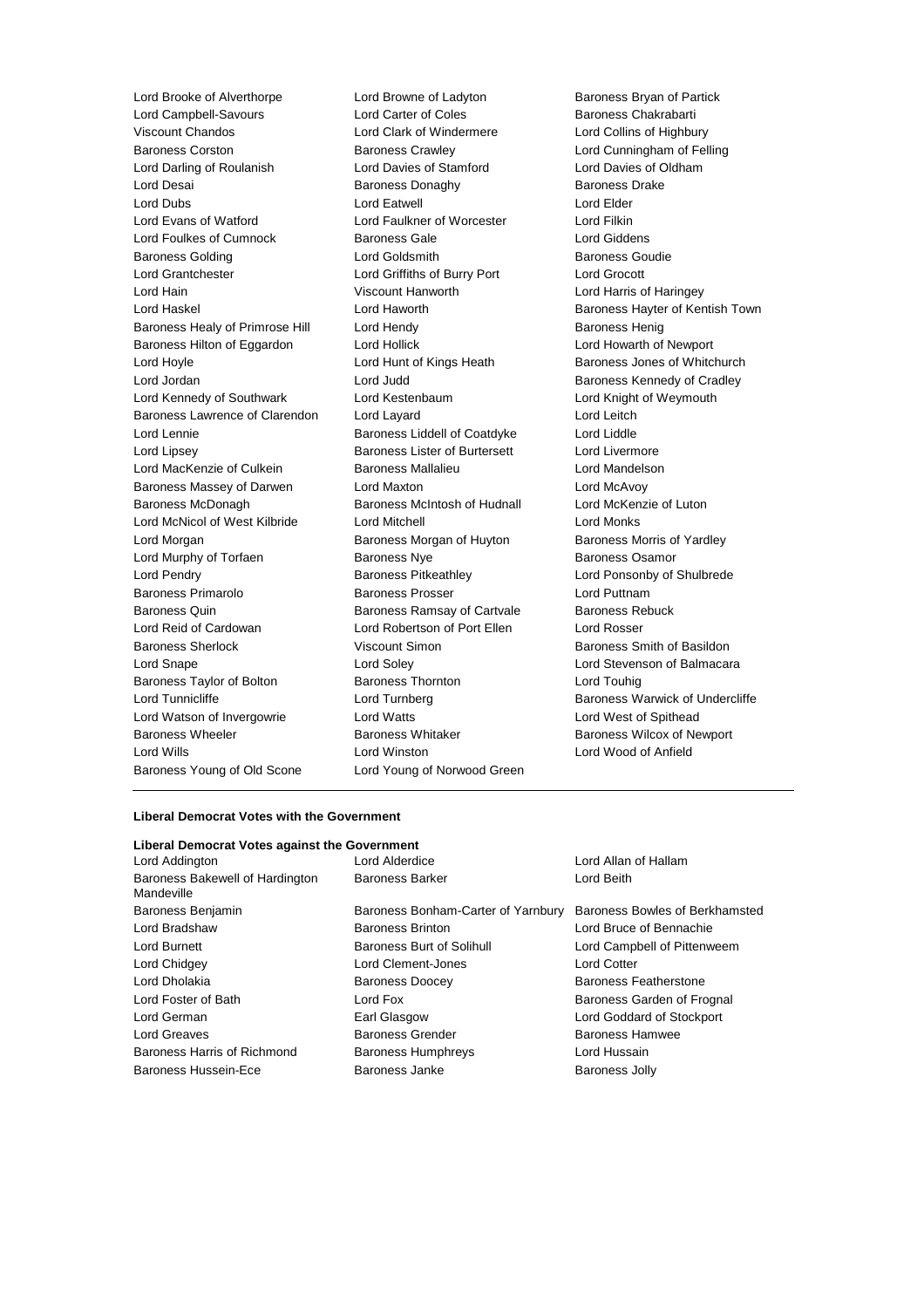Lord Brooke of Alverthorpe
Lord Browne of Ladyton
Baroness Bryan of Partick
Lord Campbell-Savours
Lord Carter of Coles
Baroness Chakrabarti
Viscount Chandos
Lord Clark of Windermere
Lord Collins of Highbury
Baroness Corston
Baroness Crawley
Lord Cunningham of Felling
Lord Darling of Roulanish
Lord Davies of Stamford
Lord Davies of Oldham
Lord Desai
Baroness Donaghy
Baroness Drake
Lord Dubs
Lord Eatwell
Lord Elder
Lord Evans of Watford
Lord Faulkner of Worcester
Lord Filkin
Lord Foulkes of Cumnock
Baroness Gale
Lord Giddens
Baroness Golding
Lord Goldsmith
Baroness Goudie
Lord Grantchester
Lord Griffiths of Burry Port
Lord Grocott
Lord Hain
Viscount Hanworth
Lord Harris of Haringey
Lord Haskel
Lord Haworth
Baroness Hayter of Kentish Town
Baroness Healy of Primrose Hill
Lord Hendy
Baroness Henig
Baroness Hilton of Eggardon
Lord Hollick
Lord Howarth of Newport
Lord Hoyle
Lord Hunt of Kings Heath
Baroness Jones of Whitchurch
Lord Jordan
Lord Judd
Baroness Kennedy of Cradley
Lord Kennedy of Southwark
Lord Kestenbaum
Lord Knight of Weymouth
Baroness Lawrence of Clarendon
Lord Layard
Lord Leitch
Lord Lennie
Baroness Liddell of Coatdyke
Lord Liddle
Lord Lipsey
Baroness Lister of Burtersett
Lord Livermore
Lord MacKenzie of Culkein
Baroness Mallalieu
Lord Mandelson
Baroness Massey of Darwen
Lord Maxton
Lord McAvoy
Baroness McDonagh
Baroness McIntosh of Hudnall
Lord McKenzie of Luton
Lord McNicol of West Kilbride
Lord Mitchell
Lord Monks
Lord Morgan
Baroness Morgan of Huyton
Baroness Morris of Yardley
Lord Murphy of Torfaen
Baroness Nye
Baroness Osamor
Lord Pendry
Baroness Pitkeathley
Lord Ponsonby of Shulbrede
Baroness Primarolo
Baroness Prosser
Lord Puttnam
Baroness Quin
Baroness Ramsay of Cartvale
Baroness Rebuck
Lord Reid of Cardowan
Lord Robertson of Port Ellen
Lord Rosser
Baroness Sherlock
Viscount Simon
Baroness Smith of Basildon
Lord Snape
Lord Soley
Lord Stevenson of Balmacara
Baroness Taylor of Bolton
Baroness Thornton
Lord Touhig
Lord Tunnicliffe
Lord Turnberg
Baroness Warwick of Undercliffe
Lord Watson of Invergowrie
Lord Watts
Lord West of Spithead
Baroness Wheeler
Baroness Whitaker
Baroness Wilcox of Newport
Lord Wills
Lord Winston
Lord Wood of Anfield
Baroness Young of Old Scone
Lord Young of Norwood Green

**Liberal Democrat Votes with the Government**

**Liberal Democrat Votes against the Government**

Lord Addington
Lord Alderdice
Lord Allan of Hallam
Baroness Bakewell of Hardington Mandeville
Baroness Barker
Lord Beith
Baroness Benjamin
Baroness Bonham-Carter of Yarnbury
Baroness Bowles of Berkhamsted
Lord Bradshaw
Baroness Brinton
Lord Bruce of Bennachie
Lord Burnett
Baroness Burt of Solihull
Lord Campbell of Pittenweem
Lord Chidgey
Lord Clement-Jones
Lord Cotter
Lord Dholakia
Baroness Doocey
Baroness Featherstone
Lord Foster of Bath
Lord Fox
Baroness Garden of Frognal
Lord German
Earl Glasgow
Lord Goddard of Stockport
Lord Greaves
Baroness Grender
Baroness Hamwee
Baroness Harris of Richmond
Baroness Humphreys
Lord Hussain
Baroness Hussein-Ece
Baroness Janke
Baroness Jolly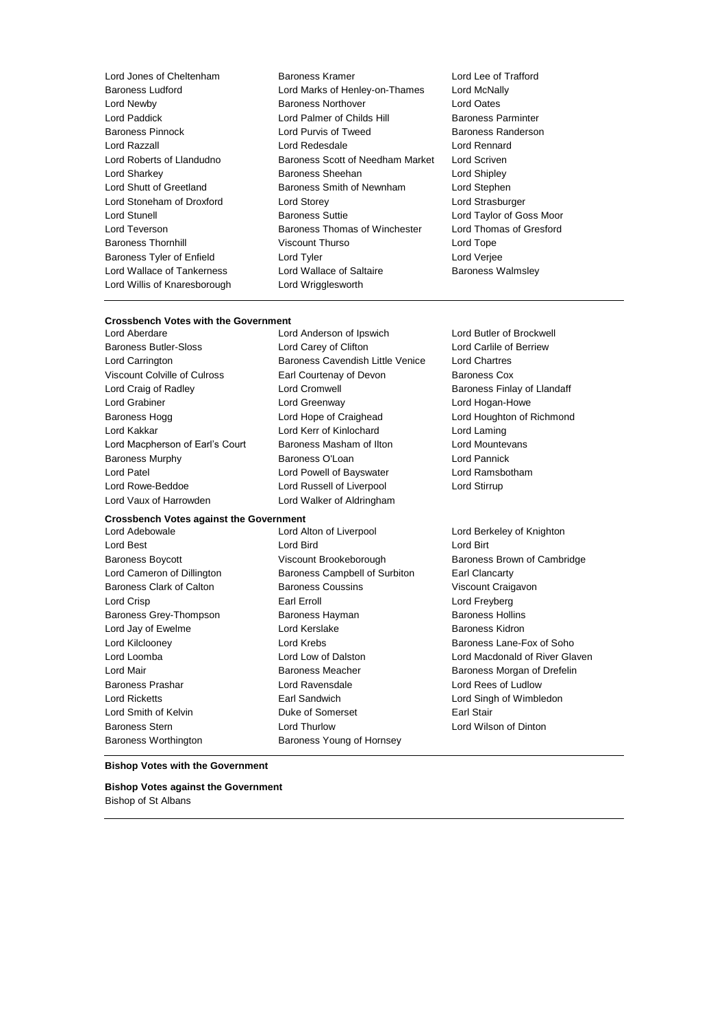Lord Jones of Cheltenham
Baroness Kramer
Lord Lee of Trafford
Baroness Ludford
Lord Marks of Henley-on-Thames
Lord McNally
Lord Newby
Baroness Northover
Lord Oates
Lord Paddick
Lord Palmer of Childs Hill
Baroness Parminter
Baroness Pinnock
Lord Purvis of Tweed
Baroness Randerson
Lord Razzall
Lord Redesdale
Lord Rennard
Lord Roberts of Llandudno
Baroness Scott of Needham Market
Lord Scriven
Lord Sharkey
Baroness Sheehan
Lord Shipley
Lord Shutt of Greetland
Baroness Smith of Newnham
Lord Stephen
Lord Stoneham of Droxford
Lord Storey
Lord Strasburger
Lord Stunell
Baroness Suttie
Lord Taylor of Goss Moor
Lord Teverson
Baroness Thomas of Winchester
Lord Thomas of Gresford
Baroness Thornhill
Viscount Thurso
Lord Tope
Baroness Tyler of Enfield
Lord Tyler
Lord Verjee
Lord Wallace of Tankerness
Lord Wallace of Saltaire
Baroness Walmsley
Lord Willis of Knaresborough
Lord Wrigglesworth

---

**Crossbench Votes with the Government**

Lord Aberdare
Lord Anderson of Ipswich
Lord Butler of Brockwell
Baroness Butler-Sloss
Lord Carey of Clifton
Lord Carlile of Berriew
Lord Carrington
Baroness Cavendish Little Venice
Lord Chartres
Viscount Colville of Culross
Earl Courtenay of Devon
Baroness Cox
Lord Craig of Radley
Lord Cromwell
Baroness Finlay of Llandaff
Lord Grabiner
Lord Greenway
Lord Hogan-Howe
Baroness Hogg
Lord Hope of Craighead
Lord Houghton of Richmond
Lord Kakkar
Lord Kerr of Kinlochard
Lord Laming
Lord Macpherson of Earl's Court
Baroness Masham of Ilton
Lord Mountevans
Baroness Murphy
Baroness O'Loan
Lord Pannick
Lord Patel
Lord Powell of Bayswater
Lord Ramsbotham
Lord Rowe-Beddoe
Lord Russell of Liverpool
Lord Stirrup
Lord Vaux of Harrowden
Lord Walker of Aldringham

**Crossbench Votes against the Government**

Lord Adebowale
Lord Alton of Liverpool
Lord Berkeley of Knighton
Lord Best
Lord Bird
Lord Birt
Baroness Boycott
Viscount Brookeborough
Baroness Brown of Cambridge
Lord Cameron of Dillington
Baroness Campbell of Surbiton
Earl Clancarty
Baroness Clark of Calton
Baroness Coussins
Viscount Craigavon
Lord Crisp
Earl Erroll
Lord Freyberg
Baroness Grey-Thompson
Baroness Hayman
Baroness Hollins
Lord Jay of Ewelme
Lord Kerslake
Baroness Kidron
Lord Kilclooney
Lord Krebs
Baroness Lane-Fox of Soho
Lord Loomba
Lord Low of Dalston
Lord Macdonald of River Glaven
Lord Mair
Baroness Meacher
Baroness Morgan of Drefelin
Baroness Prashar
Lord Ravensdale
Lord Rees of Ludlow
Lord Ricketts
Earl Sandwich
Lord Singh of Wimbledon
Lord Smith of Kelvin
Duke of Somerset
Earl Stair
Baroness Stern
Lord Thurlow
Lord Wilson of Dinton
Baroness Worthington
Baroness Young of Hornsey

---

**Bishop Votes with the Government**

**Bishop Votes against the Government**

Bishop of St Albans

---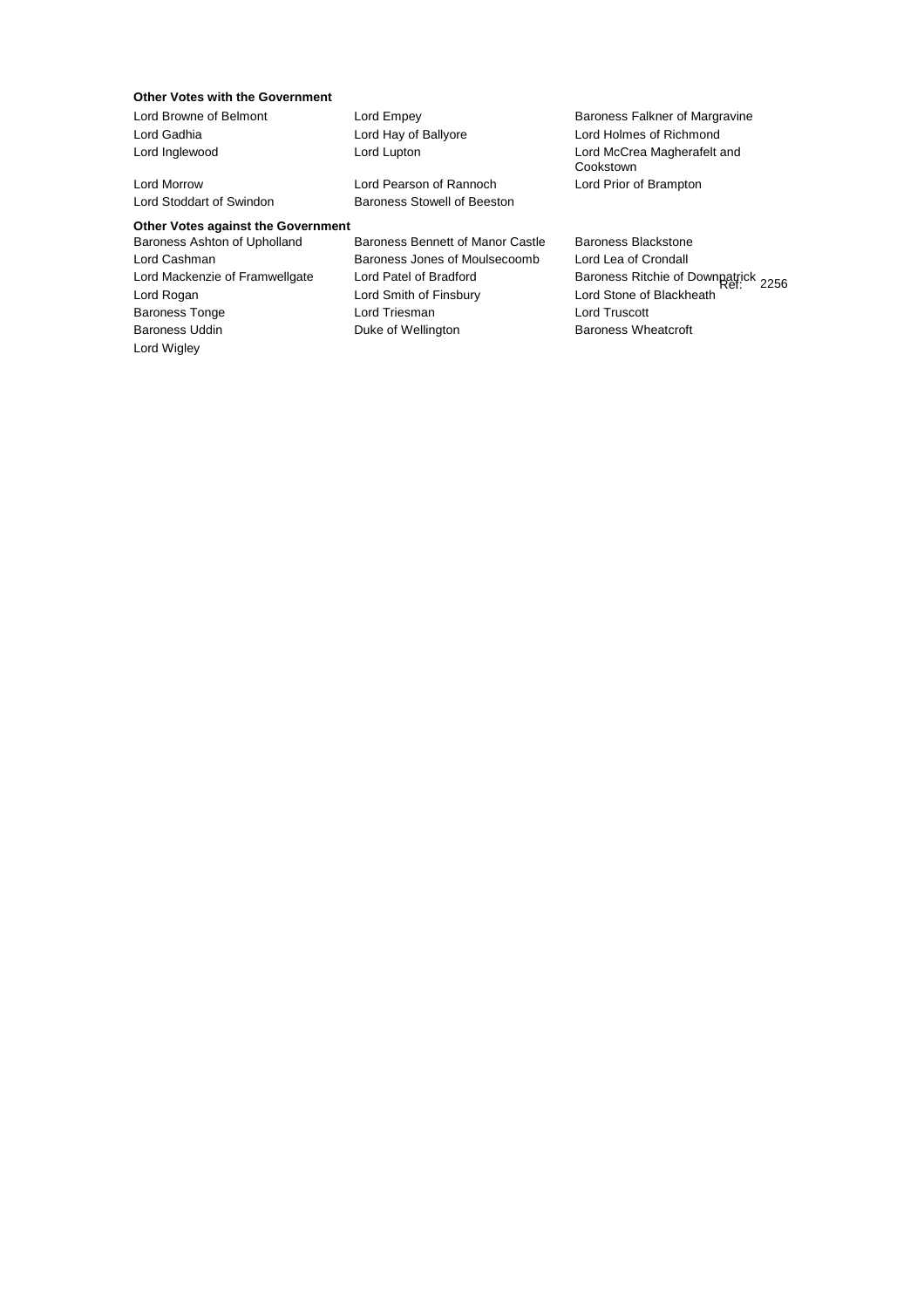**Other Votes with the Government**

Lord Browne of Belmont
Lord Empey
Baroness Falkner of Margravine
Lord Gadhia
Lord Hay of Ballyore
Lord Holmes of Richmond
Lord Inglewood
Lord Lupton
Lord McCrea Magherafelt and Cookstown
Lord Morrow
Lord Pearson of Rannoch
Lord Prior of Brampton
Lord Stoddart of Swindon
Baroness Stowell of Beeston

**Other Votes against the Government**

Baroness Ashton of Upholland
Baroness Bennett of Manor Castle
Baroness Blackstone
Lord Cashman
Baroness Jones of Moulsecoomb
Lord Lea of Crondall
Lord Mackenzie of Framwellgate
Lord Patel of Bradford
Baroness Ritchie of Downpatrick
Lord Rogan
Lord Smith of Finsbury
Lord Stone of Blackheath
Baroness Tonge
Lord Triesman
Lord Truscott
Baroness Uddin
Duke of Wellington
Baroness Wheatcroft
Lord Wigley

Ref: 2256